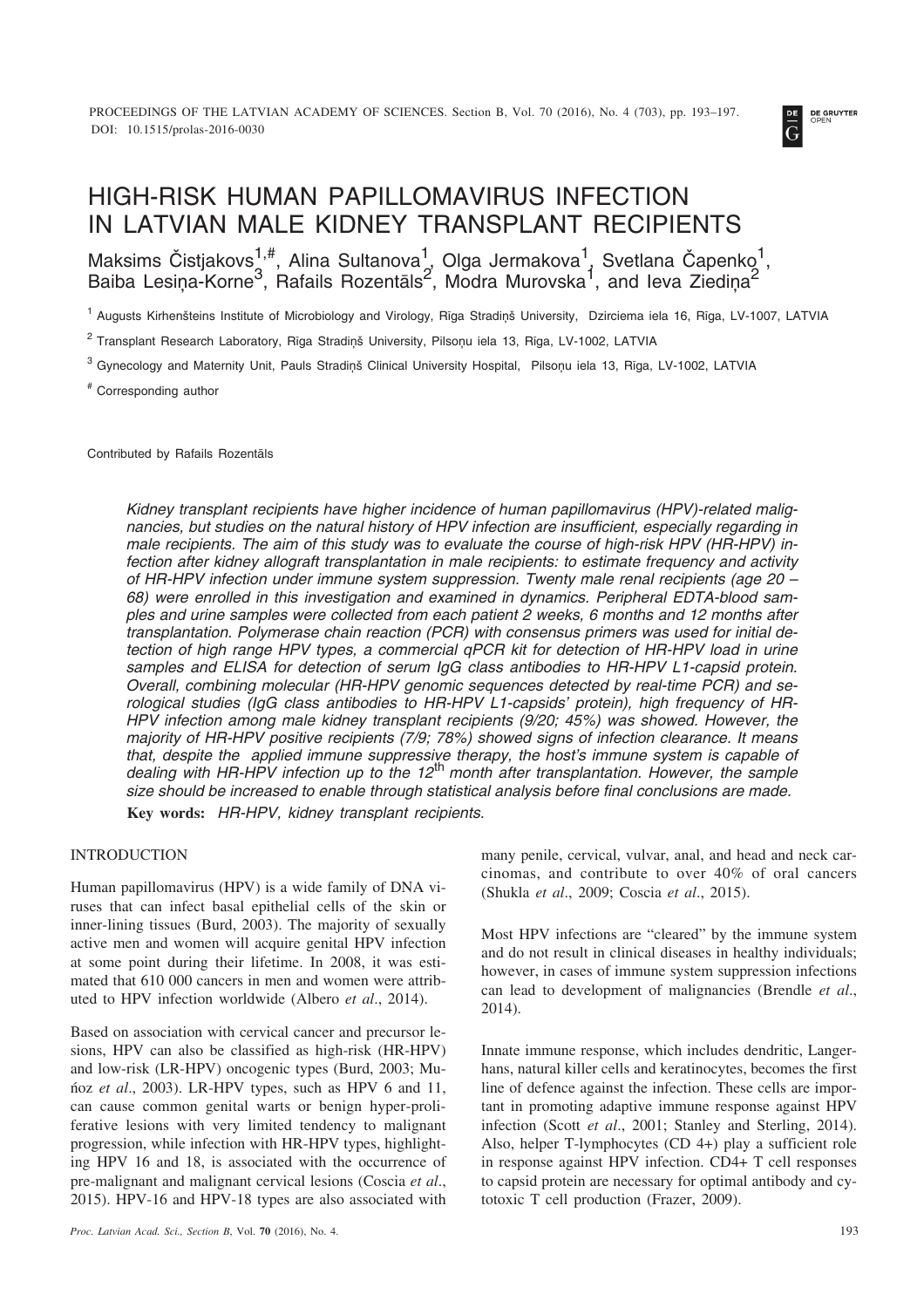# HIGH-RISK HUMAN PAPILLOMAVIRUS INFECTION IN LATVIAN MALE KIDNEY TRANSPLANT RECIPIENTS

Maksims Čistjakovs[1,#], Alina Sultanova[1], Olga Jermakova[1], Svetlana Čapenko[1], Baiba Lesiņa-Korne[3], Rafails Rozentāls[2], Modra Murovska[1], and Ieva Ziediņa[2]

[1] Augusts Kirhenšteins Institute of Microbiology and Virology, Rīga Stradiņš University, Dzirciema iela 16, Rīga, LV-1007, LATVIA

[2] Transplant Research Laboratory, Rīga Stradiņš University, Pilsoņu iela 13, Rīga, LV-1002, LATVIA

[3] Gynecology and Maternity Unit, Pauls Stradiņš Clinical University Hospital, Pilsoņu iela 13, Rīga, LV-1002, LATVIA

[#] Corresponding author

Contributed by Rafails Rozentāls

*Kidney transplant recipients have higher incidence of human papillomavirus (HPV)-related malignancies, but studies on the natural history of HPV infection are insufficient, especially regarding in male recipients. The aim of this study was to evaluate the course of high-risk HPV (HR-HPV) infection after kidney allograft transplantation in male recipients: to estimate frequency and activity of HR-HPV infection under immune system suppression. Twenty male renal recipients (age 20 – 68) were enrolled in this investigation and examined in dynamics. Peripheral EDTA-blood samples and urine samples were collected from each patient 2 weeks, 6 months and 12 months after transplantation. Polymerase chain reaction (PCR) with consensus primers was used for initial detection of high range HPV types, a commercial qPCR kit for detection of HR-HPV load in urine samples and ELISA for detection of serum IgG class antibodies to HR-HPV L1-capsid protein. Overall, combining molecular (HR-HPV genomic sequences detected by real-time PCR) and serological studies (IgG class antibodies to HR-HPV L1-capsids' protein), high frequency of HR-HPV infection among male kidney transplant recipients (9/20; 45%) was showed. However, the majority of HR-HPV positive recipients (7/9; 78%) showed signs of infection clearance. It means that, despite the applied immune suppressive therapy, the host's immune system is capable of dealing with HR-HPV infection up to the 12$^{th}$ month after transplantation. However, the sample size should be increased to enable through statistical analysis before final conclusions are made.*

**Key words:** *HR-HPV, kidney transplant recipients.*

## INTRODUCTION

Human papillomavirus (HPV) is a wide family of DNA viruses that can infect basal epithelial cells of the skin or inner-lining tissues (Burd, 2003). The majority of sexually active men and women will acquire genital HPV infection at some point during their lifetime. In 2008, it was estimated that 610 000 cancers in men and women were attributed to HPV infection worldwide (Albero *et al*., 2014).

Based on association with cervical cancer and precursor lesions, HPV can also be classified as high-risk (HR-HPV) and low-risk (LR-HPV) oncogenic types (Burd, 2003; Muñoz *et al*., 2003). LR-HPV types, such as HPV 6 and 11, can cause common genital warts or benign hyper-proliferative lesions with very limited tendency to malignant progression, while infection with HR-HPV types, highlighting HPV 16 and 18, is associated with the occurrence of pre-malignant and malignant cervical lesions (Coscia *et al*., 2015). HPV-16 and HPV-18 types are also associated with many penile, cervical, vulvar, anal, and head and neck carcinomas, and contribute to over 40% of oral cancers (Shukla *et al*., 2009; Coscia *et al*., 2015).

Most HPV infections are "cleared" by the immune system and do not result in clinical diseases in healthy individuals; however, in cases of immune system suppression infections can lead to development of malignancies (Brendle *et al*., 2014).

Innate immune response, which includes dendritic, Langerhans, natural killer cells and keratinocytes, becomes the first line of defence against the infection. These cells are important in promoting adaptive immune response against HPV infection (Scott *et al*., 2001; Stanley and Sterling, 2014). Also, helper T-lymphocytes (CD 4+) play a sufficient role in response against HPV infection. CD4+ T cell responses to capsid protein are necessary for optimal antibody and cytotoxic T cell production (Frazer, 2009).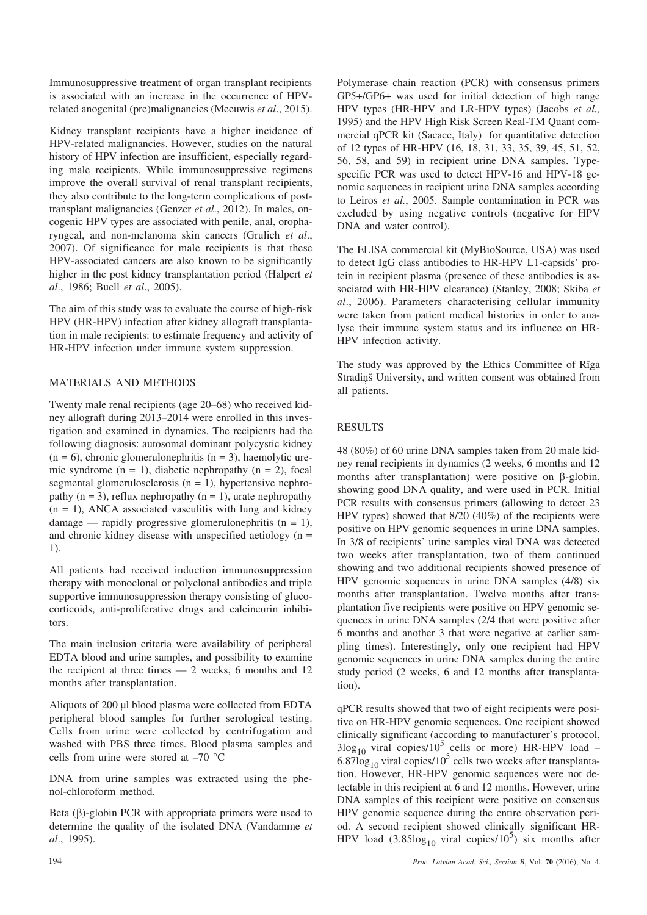Immunosuppressive treatment of organ transplant recipients is associated with an increase in the occurrence of HPV-related anogenital (pre)malignancies (Meeuwis *et al*., 2015).

Kidney transplant recipients have a higher incidence of HPV-related malignancies. However, studies on the natural history of HPV infection are insufficient, especially regarding male recipients. While immunosuppressive regimens improve the overall survival of renal transplant recipients, they also contribute to the long-term complications of post-transplant malignancies (Genzer *et al*., 2012). In males, oncogenic HPV types are associated with penile, anal, oropharyngeal, and non-melanoma skin cancers (Grulich *et al*., 2007). Of significance for male recipients is that these HPV-associated cancers are also known to be significantly higher in the post kidney transplantation period (Halpert *et al*., 1986; Buell *et al*., 2005).

The aim of this study was to evaluate the course of high-risk HPV (HR-HPV) infection after kidney allograft transplantation in male recipients: to estimate frequency and activity of HR-HPV infection under immune system suppression.

## MATERIALS AND METHODS

Twenty male renal recipients (age 20–68) who received kidney allograft during 2013–2014 were enrolled in this investigation and examined in dynamics. The recipients had the following diagnosis: autosomal dominant polycystic kidney (n = 6), chronic glomerulonephritis (n = 3), haemolytic uremic syndrome (n = 1), diabetic nephropathy (n = 2), focal segmental glomerulosclerosis (n = 1), hypertensive nephropathy (n = 3), reflux nephropathy (n = 1), urate nephropathy (n = 1), ANCA associated vasculitis with lung and kidney damage — rapidly progressive glomerulonephritis (n = 1), and chronic kidney disease with unspecified aetiology (n = 1).

All patients had received induction immunosuppression therapy with monoclonal or polyclonal antibodies and triple supportive immunosuppression therapy consisting of glucocorticoids, anti-proliferative drugs and calcineurin inhibitors.

The main inclusion criteria were availability of peripheral EDTA blood and urine samples, and possibility to examine the recipient at three times — 2 weeks, 6 months and 12 months after transplantation.

Aliquots of 200 µl blood plasma were collected from EDTA peripheral blood samples for further serological testing. Cells from urine were collected by centrifugation and washed with PBS three times. Blood plasma samples and cells from urine were stored at –70 °C

DNA from urine samples was extracted using the phenol-chloroform method.

Beta (β)-globin PCR with appropriate primers were used to determine the quality of the isolated DNA (Vandamme *et al*., 1995).

Polymerase chain reaction (PCR) with consensus primers GP5+/GP6+ was used for initial detection of high range HPV types (HR-HPV and LR-HPV types) (Jacobs *et al.,* 1995) and the HPV High Risk Screen Real-TM Quant commercial qPCR kit (Sacace, Italy) for quantitative detection of 12 types of HR-HPV (16, 18, 31, 33, 35, 39, 45, 51, 52, 56, 58, and 59) in recipient urine DNA samples. Type-specific PCR was used to detect HPV-16 and HPV-18 genomic sequences in recipient urine DNA samples according to Leiros *et al.*, 2005. Sample contamination in PCR was excluded by using negative controls (negative for HPV DNA and water control).

The ELISA commercial kit (MyBioSource, USA) was used to detect IgG class antibodies to HR-HPV L1-capsids' protein in recipient plasma (presence of these antibodies is associated with HR-HPV clearance) (Stanley, 2008; Skiba *et al*., 2006). Parameters characterising cellular immunity were taken from patient medical histories in order to analyse their immune system status and its influence on HR-HPV infection activity.

The study was approved by the Ethics Committee of Rīga Stradiņš University, and written consent was obtained from all patients.

## RESULTS

48 (80%) of 60 urine DNA samples taken from 20 male kidney renal recipients in dynamics (2 weeks, 6 months and 12 months after transplantation) were positive on β-globin, showing good DNA quality, and were used in PCR. Initial PCR results with consensus primers (allowing to detect 23 HPV types) showed that 8/20 (40%) of the recipients were positive on HPV genomic sequences in urine DNA samples. In 3/8 of recipients' urine samples viral DNA was detected two weeks after transplantation, two of them continued showing and two additional recipients showed presence of HPV genomic sequences in urine DNA samples (4/8) six months after transplantation. Twelve months after transplantation five recipients were positive on HPV genomic sequences in urine DNA samples (2/4 that were positive after 6 months and another 3 that were negative at earlier sampling times). Interestingly, only one recipient had HPV genomic sequences in urine DNA samples during the entire study period (2 weeks, 6 and 12 months after transplantation).

qPCR results showed that two of eight recipients were positive on HR-HPV genomic sequences. One recipient showed clinically significant (according to manufacturer's protocol, $3\log_{10}$ viral copies/$10^5$ cells or more) HR-HPV load – $6.87\log_{10}$ viral copies/$10^5$ cells two weeks after transplantation. However, HR-HPV genomic sequences were not detectable in this recipient at 6 and 12 months. However, urine DNA samples of this recipient were positive on consensus HPV genomic sequence during the entire observation period. A second recipient showed clinically significant HR-HPV load ($3.85\log_{10}$ viral copies/$10^5$) six months after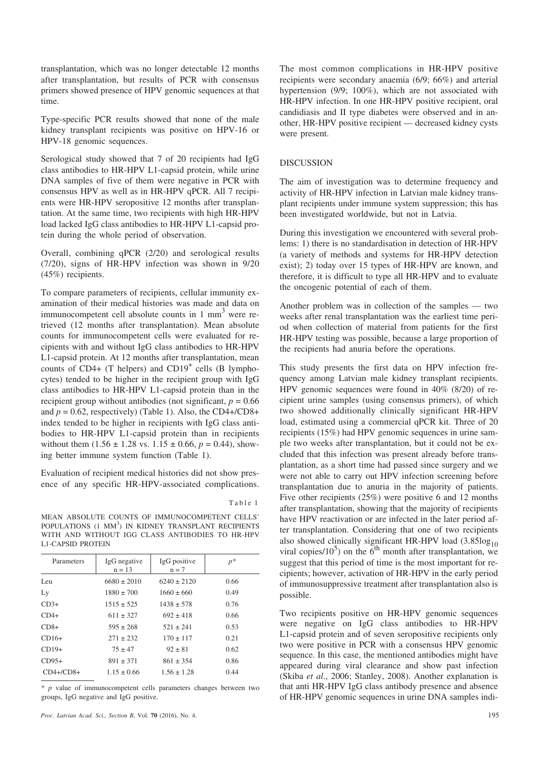transplantation, which was no longer detectable 12 months after transplantation, but results of PCR with consensus primers showed presence of HPV genomic sequences at that time.

Type-specific PCR results showed that none of the male kidney transplant recipients was positive on HPV-16 or HPV-18 genomic sequences.

Serological study showed that 7 of 20 recipients had IgG class antibodies to HR-HPV L1-capsid protein, while urine DNA samples of five of them were negative in PCR with consensus HPV as well as in HR-HPV qPCR. All 7 recipients were HR-HPV seropositive 12 months after transplantation. At the same time, two recipients with high HR-HPV load lacked IgG class antibodies to HR-HPV L1-capsid protein during the whole period of observation.

Overall, combining qPCR (2/20) and serological results (7/20), signs of HR-HPV infection was shown in 9/20 (45%) recipients.

To compare parameters of recipients, cellular immunity examination of their medical histories was made and data on immunocompetent cell absolute counts in 1 $mm^3$ were retrieved (12 months after transplantation). Mean absolute counts for immunocompetent cells were evaluated for recipients with and without IgG class antibodies to HR-HPV L1-capsid protein. At 12 months after transplantation, mean counts of CD4+ (T helpers) and $CD19^+$ cells (B lymphocytes) tended to be higher in the recipient group with IgG class antibodies to HR-HPV L1-capsid protein than in the recipient group without antibodies (not significant, $p = 0.66$ and $p = 0.62$, respectively) (Table 1). Also, the CD4+/CD8+ index tended to be higher in recipients with IgG class antibodies to HR-HPV L1-capsid protein than in recipients without them ($1.56 \pm 1.28$ vs. $1.15 \pm 0.66$, $p = 0.44$), showing better immune system function (Table 1).

Evaluation of recipient medical histories did not show presence of any specific HR-HPV-associated complications. The most common complications in HR-HPV positive recipients were secondary anaemia (6/9; 66%) and arterial hypertension (9/9; 100%), which are not associated with HR-HPV infection. In one HR-HPV positive recipient, oral candidiasis and II type diabetes were observed and in another, HR-HPV positive recipient — decreased kidney cysts were present.

Table 1

MEAN ABSOLUTE COUNTS OF IMMUNOCOMPETENT CELLS' POPULATIONS (1 $MM^3$) IN KIDNEY TRANSPLANT RECIPIENTS WITH AND WITHOUT IGG CLASS ANTIBODIES TO HR-HPV L1-CAPSID PROTEIN

| Parameters | IgG negative n = 13 | IgG positive n = 7 | $p$* |
|---|---|---|---|
| Leu | 6680 ± 2010 | 6240 ± 2120 | 0.66 |
| Ly | 1880 ± 700 | 1660 ± 660 | 0.49 |
| CD3+ | 1515 ± 525 | 1438 ± 578 | 0.76 |
| CD4+ | 611 ± 327 | 692 ± 418 | 0.66 |
| CD8+ | 595 ± 268 | 521 ± 241 | 0.53 |
| CD16+ | 271 ± 232 | 170 ± 117 | 0.21 |
| CD19+ | 75 ± 47 | 92 ± 81 | 0.62 |
| CD95+ | 891 ± 371 | 861 ± 354 | 0.86 |
| CD4+/CD8+ | 1.15 ± 0.66 | 1.56 ± 1.28 | 0.44 |

* $p$ value of immunocompetent cells parameters changes between two groups, IgG negative and IgG positive.

## DISCUSSION

The aim of investigation was to determine frequency and activity of HR-HPV infection in Latvian male kidney transplant recipients under immune system suppression; this has been investigated worldwide, but not in Latvia.

During this investigation we encountered with several problems: 1) there is no standardisation in detection of HR-HPV (a variety of methods and systems for HR-HPV detection exist); 2) today over 15 types of HR-HPV are known, and therefore, it is difficult to type all HR-HPV and to evaluate the oncogenic potential of each of them.

Another problem was in collection of the samples — two weeks after renal transplantation was the earliest time period when collection of material from patients for the first HR-HPV testing was possible, because a large proportion of the recipients had anuria before the operations.

This study presents the first data on HPV infection frequency among Latvian male kidney transplant recipients. HPV genomic sequences were found in 40% (8/20) of recipient urine samples (using consensus primers), of which two showed additionally clinically significant HR-HPV load, estimated using a commercial qPCR kit. Three of 20 recipients (15%) had HPV genomic sequences in urine sample two weeks after transplantation, but it could not be excluded that this infection was present already before transplantation, as a short time had passed since surgery and we were not able to carry out HPV infection screening before transplantation due to anuria in the majority of patients. Five other recipients (25%) were positive 6 and 12 months after transplantation, showing that the majority of recipients have HPV reactivation or are infected in the later period after transplantation. Considering that one of two recipients also showed clinically significant HR-HPV load ($3.85\log_{10}$ viral copies/$10^5$) on the $6^{th}$ month after transplantation, we suggest that this period of time is the most important for recipients; however, activation of HR-HPV in the early period of immunosuppressive treatment after transplantation also is possible.

Two recipients positive on HR-HPV genomic sequences were negative on IgG class antibodies to HR-HPV L1-capsid protein and of seven seropositive recipients only two were positive in PCR with a consensus HPV genomic sequence. In this case, the mentioned antibodies might have appeared during viral clearance and show past infection (Skiba *et al*., 2006; Stanley, 2008). Another explanation is that anti HR-HPV IgG class antibody presence and absence of HR-HPV genomic sequences in urine DNA samples indi-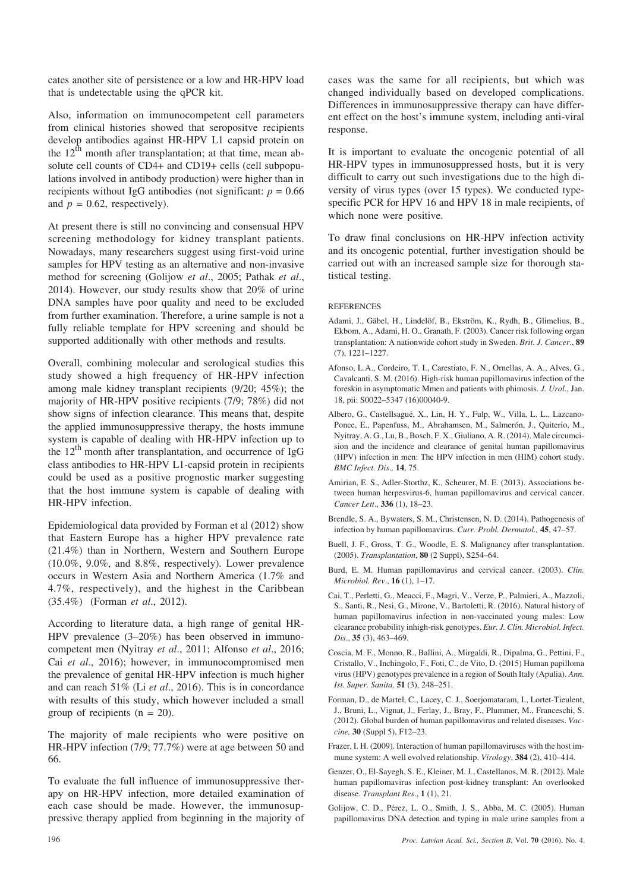cates another site of persistence or a low and HR-HPV load that is undetectable using the qPCR kit.

Also, information on immunocompetent cell parameters from clinical histories showed that seropositve recipients develop antibodies against HR-HPV L1 capsid protein on the 12$^{th}$ month after transplantation; at that time, mean absolute cell counts of CD4+ and CD19+ cells (cell subpopulations involved in antibody production) were higher than in recipients without IgG antibodies (not significant: $p = 0.66$ and $p = 0.62$, respectively).

At present there is still no convincing and consensual HPV screening methodology for kidney transplant patients. Nowadays, many researchers suggest using first-void urine samples for HPV testing as an alternative and non-invasive method for screening (Golijow *et al*., 2005; Pathak *et al*., 2014). However, our study results show that 20% of urine DNA samples have poor quality and need to be excluded from further examination. Therefore, a urine sample is not a fully reliable template for HPV screening and should be supported additionally with other methods and results.

Overall, combining molecular and serological studies this study showed a high frequency of HR-HPV infection among male kidney transplant recipients (9/20; 45%); the majority of HR-HPV positive recipients (7/9; 78%) did not show signs of infection clearance. This means that, despite the applied immunosuppressive therapy, the hosts immune system is capable of dealing with HR-HPV infection up to the 12$^{th}$ month after transplantation, and occurrence of IgG class antibodies to HR-HPV L1-capsid protein in recipients could be used as a positive prognostic marker suggesting that the host immune system is capable of dealing with HR-HPV infection.

Epidemiological data provided by Forman et al (2012) show that Eastern Europe has a higher HPV prevalence rate (21.4%) than in Northern, Western and Southern Europe (10.0%, 9.0%, and 8.8%, respectively). Lower prevalence occurs in Western Asia and Northern America (1.7% and 4.7%, respectively), and the highest in the Caribbean (35.4%) (Forman *et al*., 2012).

According to literature data, a high range of genital HR-HPV prevalence (3–20%) has been observed in immunocompetent men (Nyitray *et al*., 2011; Alfonso *et al*., 2016; Cai *et al*., 2016); however, in immunocompromised men the prevalence of genital HR-HPV infection is much higher and can reach 51% (Li *et al*., 2016). This is in concordance with results of this study, which however included a small group of recipients (n = 20).

The majority of male recipients who were positive on HR-HPV infection (7/9; 77.7%) were at age between 50 and 66.

To evaluate the full influence of immunosuppressive therapy on HR-HPV infection, more detailed examination of each case should be made. However, the immunosuppressive therapy applied from beginning in the majority of cases was the same for all recipients, but which was changed individually based on developed complications. Differences in immunosuppressive therapy can have different effect on the host's immune system, including anti-viral response.

It is important to evaluate the oncogenic potential of all HR-HPV types in immunosuppressed hosts, but it is very difficult to carry out such investigations due to the high diversity of virus types (over 15 types). We conducted type-specific PCR for HPV 16 and HPV 18 in male recipients, of which none were positive.

To draw final conclusions on HR-HPV infection activity and its oncogenic potential, further investigation should be carried out with an increased sample size for thorough statistical testing.

## REFERENCES

Adami, J., Gäbel, H., Lindelöf, B., Ekström, K., Rydh, B., Glimelius, B., Ekbom, A., Adami, H. O., Granath, F. (2003). Cancer risk following organ transplantation: A nationwide cohort study in Sweden. *Brit. J. Cancer*., **89** (7), 1221–1227.

Afonso, L.A., Cordeiro, T. I., Carestiato, F. N., Ornellas, A. A., Alves, G., Cavalcanti, S. M. (2016). High-risk human papillomavirus infection of the foreskin in asymptomatic Mmen and patients with phimosis. *J. Urol.*, Jan. 18, pii: S0022–5347 (16)00040-9.

Albero, G., Castellsagué, X., Lin, H. Y., Fulp, W., Villa, L. L., Lazcano-Ponce, E., Papenfuss, M., Abrahamsen, M., Salmerón, J., Quiterio, M., Nyitray, A. G., Lu, B., Bosch, F. X., Giuliano, A. R. (2014). Male circumcision and the incidence and clearance of genital human papillomavirus (HPV) infection in men: The HPV infection in men (HIM) cohort study. *BMC Infect. Dis.,* **14**, 75.

Amirian, E. S., Adler-Storthz, K., Scheurer, M. E. (2013). Associations between human herpesvirus-6, human papillomavirus and cervical cancer. *Cancer Lett*., **336** (1), 18–23.

Brendle, S. A., Bywaters, S. M., Christensen, N. D. (2014). Pathogenesis of infection by human papillomavirus. *Curr. Probl. Dermatol.,* **45**, 47–57.

Buell, J. F., Gross, T. G., Woodle, E. S. Malignancy after transplantation. (2005). *Transplantation*, **80** (2 Suppl), S254–64.

Burd, E. M. Human papillomavirus and cervical cancer. (2003). *Clin. Microbiol. Rev*., **16** (1), 1–17.

Cai, T., Perletti, G., Meacci, F., Magri, V., Verze, P., Palmieri, A., Mazzoli, S., Santi, R., Nesi, G., Mirone, V., Bartoletti, R. (2016). Natural history of human papillomavirus infection in non-vaccinated young males: Low clearance probability inhigh-risk genotypes. *Eur. J. Clin. Microbiol. Infect. Dis*., **35** (3), 463–469.

Coscia, M. F., Monno, R., Ballini, A., Mirgaldi, R., Dipalma, G., Pettini, F., Cristallo, V., Inchingolo, F., Foti, C., de Vito, D. (2015) Human papilloma virus (HPV) genotypes prevalence in a region of South Italy (Apulia). *Ann. Ist. Super. Sanita,* **51** (3), 248–251.

Forman, D., de Martel, C., Lacey, C. J., Soerjomataram, I., Lortet-Tieulent, J., Bruni, L., Vignat, J., Ferlay, J., Bray, F., Plummer, M., Franceschi, S. (2012). Global burden of human papillomavirus and related diseases. *Vaccine,* **30** (Suppl 5), F12–23.

Frazer, I. H. (2009). Interaction of human papillomaviruses with the host immune system: A well evolved relationship. *Virology*, **384** (2), 410–414.

Genzer, O., El-Sayegh, S. E., Kleiner, M. J., Castellanos, M. R. (2012). Male human papillomavirus infection post-kidney transplant: An overlooked disease. *Transplant Res*., **1** (1), 21.

Golijow, C. D., Pérez, L. O., Smith, J. S., Abba, M. C. (2005). Human papillomavirus DNA detection and typing in male urine samples from a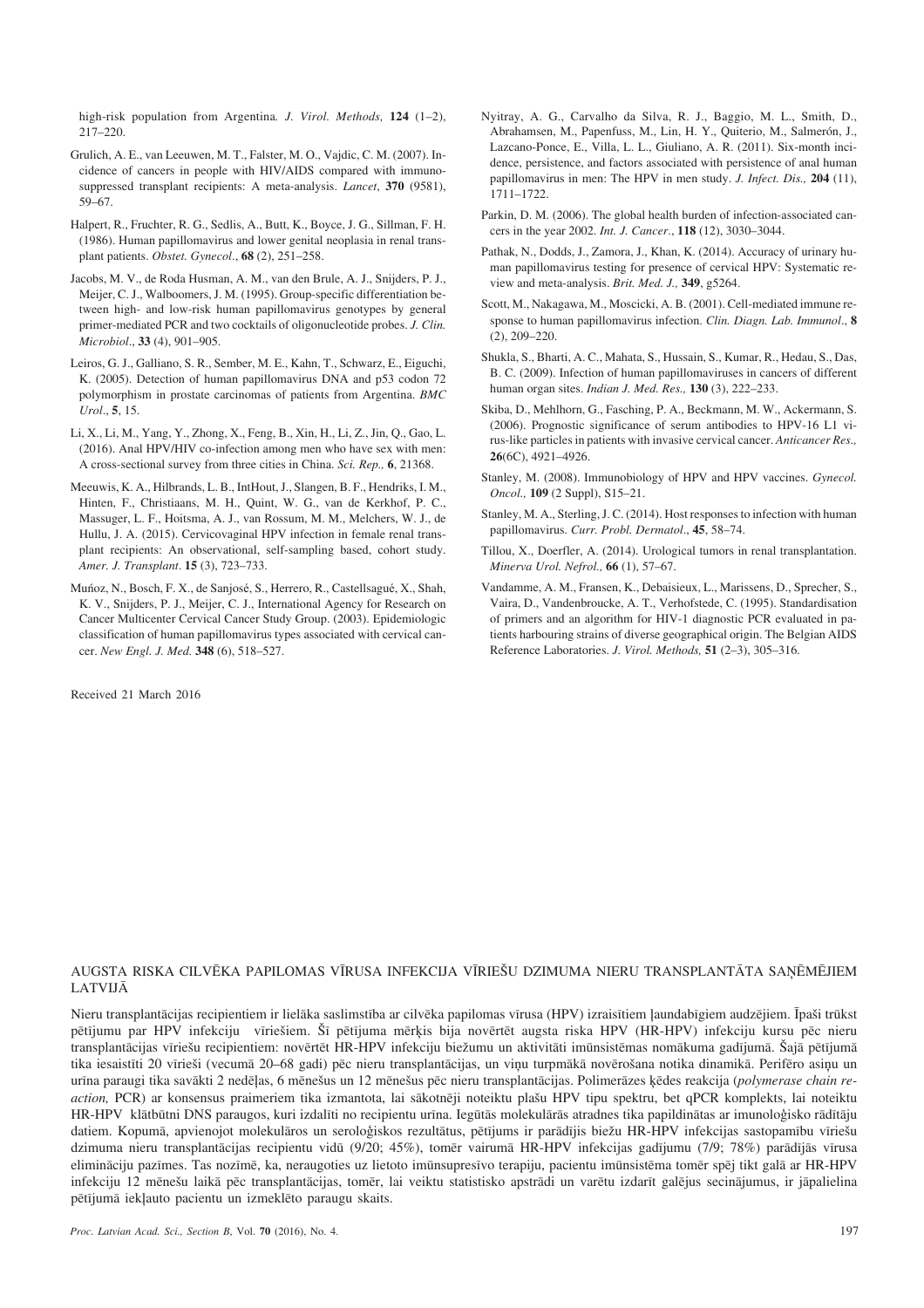high-risk population from Argentina. *J. Virol. Methods,* **124** (1–2), 217–220.

Grulich, A. E., van Leeuwen, M. T., Falster, M. O., Vajdic, C. M. (2007). Incidence of cancers in people with HIV/AIDS compared with immunosuppressed transplant recipients: A meta-analysis. *Lancet*, **370** (9581), 59–67.

Halpert, R., Fruchter, R. G., Sedlis, A., Butt, K., Boyce, J. G., Sillman, F. H. (1986). Human papillomavirus and lower genital neoplasia in renal transplant patients. *Obstet. Gynecol*., **68** (2), 251–258.

Jacobs, M. V., de Roda Husman, A. M., van den Brule, A. J., Snijders, P. J., Meijer, C. J., Walboomers, J. M. (1995). Group-specific differentiation between high- and low-risk human papillomavirus genotypes by general primer-mediated PCR and two cocktails of oligonucleotide probes. *J. Clin. Microbiol*., **33** (4), 901–905.

Leiros, G. J., Galliano, S. R., Sember, M. E., Kahn, T., Schwarz, E., Eiguchi, K. (2005). Detection of human papillomavirus DNA and p53 codon 72 polymorphism in prostate carcinomas of patients from Argentina. *BMC Urol*., **5**, 15.

Li, X., Li, M., Yang, Y., Zhong, X., Feng, B., Xin, H., Li, Z., Jin, Q., Gao, L. (2016). Anal HPV/HIV co-infection among men who have sex with men: A cross-sectional survey from three cities in China. *Sci. Rep.,* **6**, 21368.

Meeuwis, K. A., Hilbrands, L. B., IntHout, J., Slangen, B. F., Hendriks, I. M., Hinten, F., Christiaans, M. H., Quint, W. G., van de Kerkhof, P. C., Massuger, L. F., Hoitsma, A. J., van Rossum, M. M., Melchers, W. J., de Hullu, J. A. (2015). Cervicovaginal HPV infection in female renal transplant recipients: An observational, self-sampling based, cohort study. *Amer. J. Transplant*. **15** (3), 723–733.

Muńoz, N., Bosch, F. X., de Sanjosé, S., Herrero, R., Castellsagué, X., Shah, K. V., Snijders, P. J., Meijer, C. J., International Agency for Research on Cancer Multicenter Cervical Cancer Study Group. (2003). Epidemiologic classification of human papillomavirus types associated with cervical cancer. *New Engl. J. Med.* **348** (6), 518–527.

Nyitray, A. G., Carvalho da Silva, R. J., Baggio, M. L., Smith, D., Abrahamsen, M., Papenfuss, M., Lin, H. Y., Quiterio, M., Salmerón, J., Lazcano-Ponce, E., Villa, L. L., Giuliano, A. R. (2011). Six-month incidence, persistence, and factors associated with persistence of anal human papillomavirus in men: The HPV in men study. *J. Infect. Dis.,* **204** (11), 1711–1722.

Parkin, D. M. (2006). The global health burden of infection-associated cancers in the year 2002. *Int. J. Cancer*., **118** (12), 3030–3044.

Pathak, N., Dodds, J., Zamora, J., Khan, K. (2014). Accuracy of urinary human papillomavirus testing for presence of cervical HPV: Systematic review and meta-analysis. *Brit. Med. J.,* **349**, g5264.

Scott, M., Nakagawa, M., Moscicki, A. B. (2001). Cell-mediated immune response to human papillomavirus infection. *Clin. Diagn. Lab. Immunol*., **8** (2), 209–220.

Shukla, S., Bharti, A. C., Mahata, S., Hussain, S., Kumar, R., Hedau, S., Das, B. C. (2009). Infection of human papillomaviruses in cancers of different human organ sites. *Indian J. Med. Res.,* **130** (3), 222–233.

Skiba, D., Mehlhorn, G., Fasching, P. A., Beckmann, M. W., Ackermann, S. (2006). Prognostic significance of serum antibodies to HPV-16 L1 virus-like particles in patients with invasive cervical cancer. *Anticancer Res.,* **26**(6C), 4921–4926.

Stanley, M. (2008). Immunobiology of HPV and HPV vaccines. *Gynecol. Oncol.,* **109** (2 Suppl), S15–21.

Stanley, M. A., Sterling, J. C. (2014). Host responses to infection with human papillomavirus. *Curr. Probl. Dermatol*., **45**, 58–74.

Tillou, X., Doerfler, A. (2014). Urological tumors in renal transplantation. *Minerva Urol. Nefrol.,* **66** (1), 57–67.

Vandamme, A. M., Fransen, K., Debaisieux, L., Marissens, D., Sprecher, S., Vaira, D., Vandenbroucke, A. T., Verhofstede, C. (1995). Standardisation of primers and an algorithm for HIV-1 diagnostic PCR evaluated in patients harbouring strains of diverse geographical origin. The Belgian AIDS Reference Laboratories. *J. Virol. Methods,* **51** (2–3), 305–316.

Received 21 March 2016

## AUGSTA RISKA CILVĒKA PAPILOMAS VĪRUSA INFEKCIJA VĪRIEŠU DZIMUMA NIERU TRANSPLANTĀTA SAŅĒMĒJIEM LATVIJĀ

Nieru transplantācijas recipientiem ir lielāka saslimstība ar cilvēka papilomas vīrusa (HPV) izraisītiem ļaundabīgiem audzējiem. Īpaši trūkst pētījumu par HPV infekciju vīriešiem. Šī pētījuma mērķis bija novērtēt augsta riska HPV (HR-HPV) infekciju kursu pēc nieru transplantācijas vīriešu recipientiem: novērtēt HR-HPV infekciju biežumu un aktivitāti imūnsistēmas nomākuma gadījumā. Šajā pētījumā tika iesaistīti 20 vīrieši (vecumā 20–68 gadi) pēc nieru transplantācijas, un viņu turpmākā novērošana notika dinamikā. Perifēro asiņu un urīna paraugi tika savākti 2 nedēļas, 6 mēnešus un 12 mēnešus pēc nieru transplantācijas. Polimerāzes ķēdes reakcija (*polymerase chain reaction,* PCR) ar konsensus praimeriem tika izmantota, lai sākotnēji noteiktu plašu HPV tipu spektru, bet qPCR komplekts, lai noteiktu HR-HPV klātbūtni DNS paraugos, kuri izdalīti no recipientu urīna. Iegūtās molekulārās atradnes tika papildinātas ar imunoloģisko rādītāju datiem. Kopumā, apvienojot molekulāros un seroloģiskos rezultātus, pētījums ir parādījis biežu HR-HPV infekcijas sastopamību vīriešu dzimuma nieru transplantācijas recipientu vidū (9/20; 45%), tomēr vairumā HR-HPV infekcijas gadījumu (7/9; 78%) parādījās vīrusa elimināciju pazīmes. Tas nozīmē, ka, neraugoties uz lietoto imūnsupresīvo terapiju, pacientu imūnsistēma tomēr spēj tikt galā ar HR-HPV infekciju 12 mēnešu laikā pēc transplantācijas, tomēr, lai veiktu statistisko apstrādi un varētu izdarīt galējus secinājumus, ir jāpalielina pētījumā iekļauto pacientu un izmeklēto paraugu skaits.